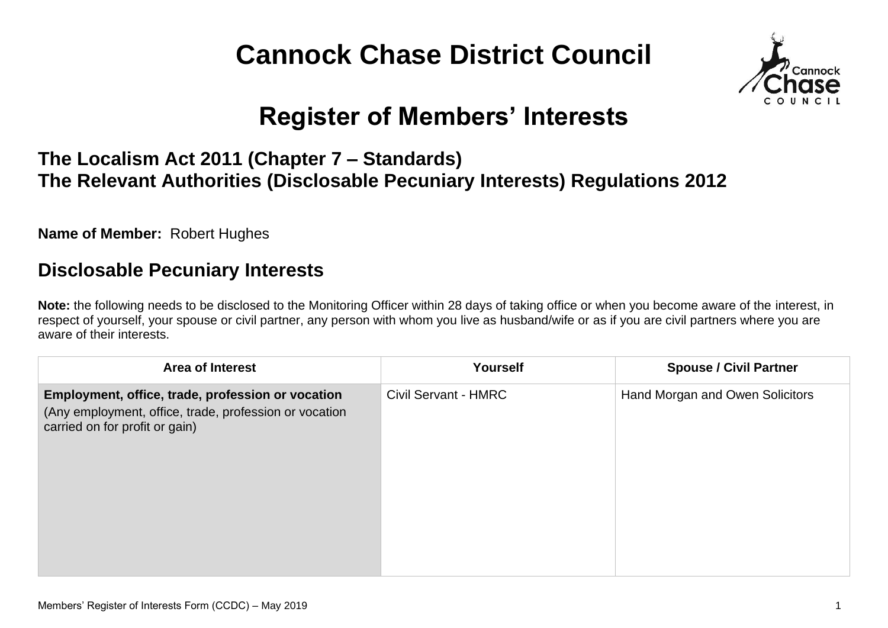# Cannock Chase District Council

## Register of Members' Interests

### The Localism Act 2011 (Chapter 7 – Standards)
### The Relevant Authorities (Disclosable Pecuniary Interests) Regulations 2012

**Name of Member:** Robert Hughes

## Disclosable Pecuniary Interests

**Note:** the following needs to be disclosed to the Monitoring Officer within 28 days of taking office or when you become aware of the interest, in respect of yourself, your spouse or civil partner, any person with whom you live as husband/wife or as if you are civil partners where you are aware of their interests.

| Area of Interest | Yourself | Spouse / Civil Partner |
|---|---|---|
| **Employment, office, trade, profession or vocation** (Any employment, office, trade, profession or vocation carried on for profit or gain) | Civil Servant - HMRC | Hand Morgan and Owen Solicitors |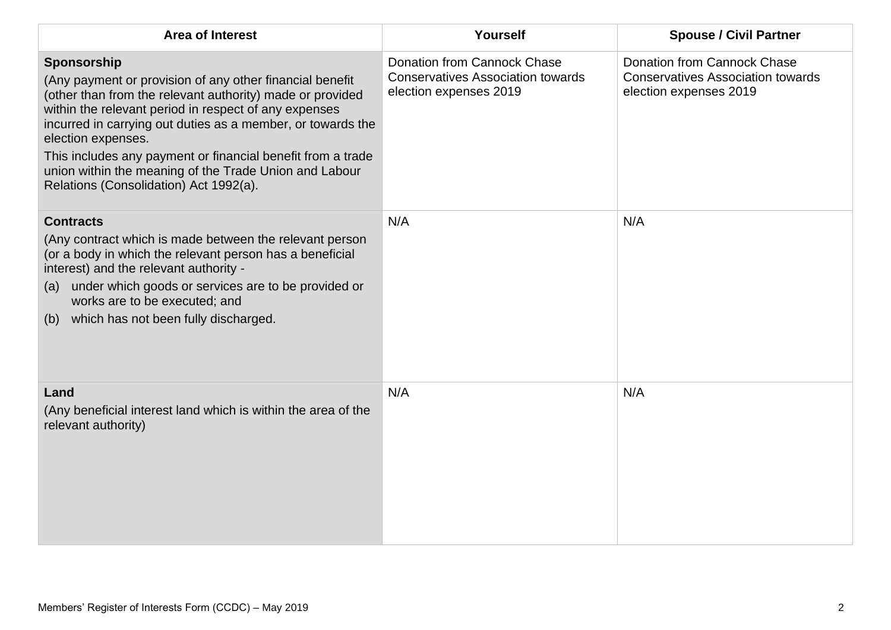| Area of Interest | Yourself | Spouse / Civil Partner |
|---|---|---|
| **Sponsorship**<br>(Any payment or provision of any other financial benefit (other than from the relevant authority) made or provided within the relevant period in respect of any expenses incurred in carrying out duties as a member, or towards the election expenses.<br>This includes any payment or financial benefit from a trade union within the meaning of the Trade Union and Labour Relations (Consolidation) Act 1992(a). | Donation from Cannock Chase Conservatives Association towards election expenses 2019 | Donation from Cannock Chase Conservatives Association towards election expenses 2019 |
| **Contracts**<br>(Any contract which is made between the relevant person (or a body in which the relevant person has a beneficial interest) and the relevant authority -<br>(a) under which goods or services are to be provided or works are to be executed; and<br>(b) which has not been fully discharged. | N/A | N/A |
| **Land**<br>(Any beneficial interest land which is within the area of the relevant authority) | N/A | N/A |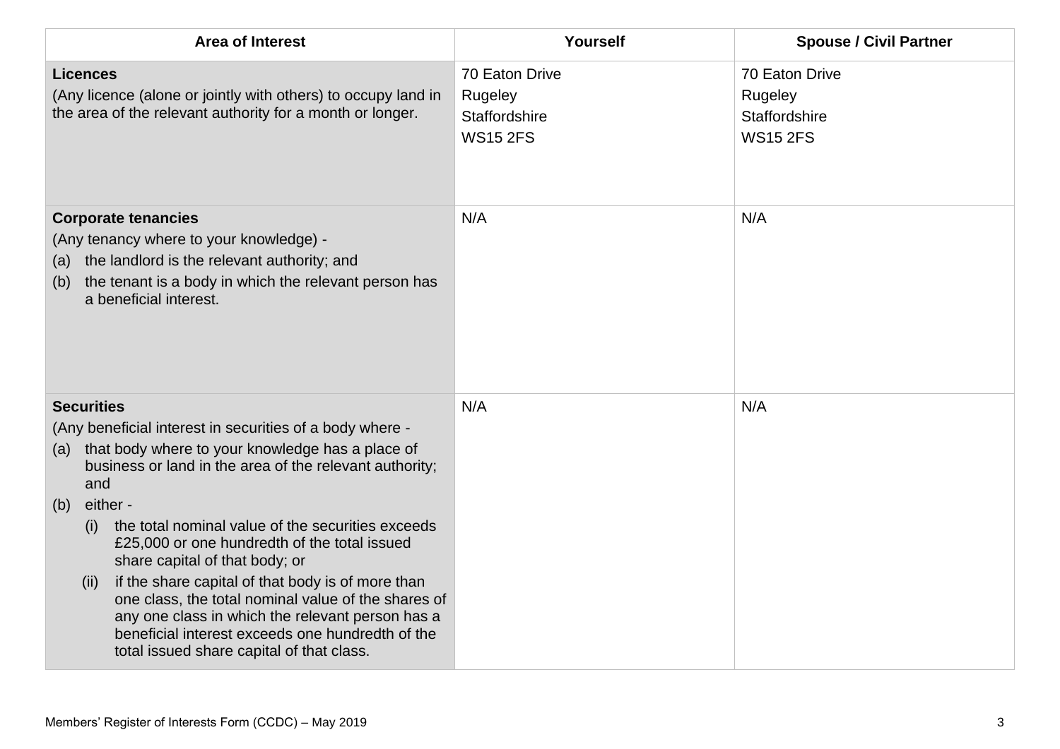| Area of Interest | Yourself | Spouse / Civil Partner |
|---|---|---|
| **Licences**<br>(Any licence (alone or jointly with others) to occupy land in the area of the relevant authority for a month or longer. | 70 Eaton Drive<br>Rugeley<br>Staffordshire<br>WS15 2FS | 70 Eaton Drive<br>Rugeley<br>Staffordshire<br>WS15 2FS |
| **Corporate tenancies**<br>(Any tenancy where to your knowledge) -<br>(a) the landlord is the relevant authority; and<br>(b) the tenant is a body in which the relevant person has a beneficial interest. | N/A | N/A |
| **Securities**<br>(Any beneficial interest in securities of a body where -<br>(a) that body where to your knowledge has a place of business or land in the area of the relevant authority; and<br>(b) either -<br>(i) the total nominal value of the securities exceeds £25,000 or one hundredth of the total issued share capital of that body; or<br>(ii) if the share capital of that body is of more than one class, the total nominal value of the shares of any one class in which the relevant person has a beneficial interest exceeds one hundredth of the total issued share capital of that class. | N/A | N/A |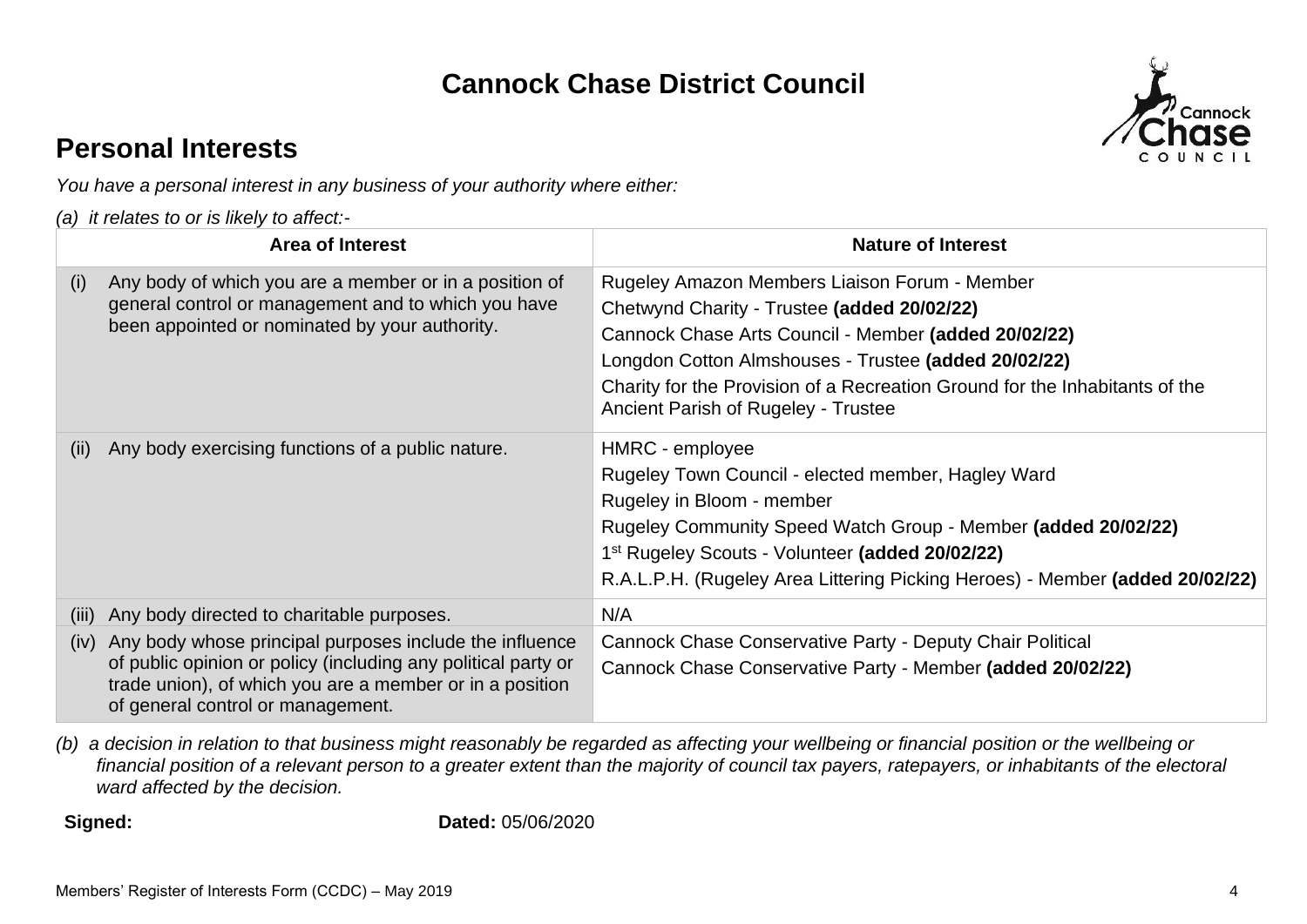# Cannock Chase District Council

## Personal Interests

*You have a personal interest in any business of your authority where either:*

*(a) it relates to or is likely to affect:-*

| Area of Interest | Nature of Interest |
|---|---|
| (i) Any body of which you are a member or in a position of general control or management and to which you have been appointed or nominated by your authority. | Rugeley Amazon Members Liaison Forum - Member<br>Chetwynd Charity - Trustee **(added 20/02/22)**<br>Cannock Chase Arts Council - Member **(added 20/02/22)**<br>Longdon Cotton Almshouses - Trustee **(added 20/02/22)**<br>Charity for the Provision of a Recreation Ground for the Inhabitants of the Ancient Parish of Rugeley - Trustee |
| (ii) Any body exercising functions of a public nature. | HMRC - employee<br>Rugeley Town Council - elected member, Hagley Ward<br>Rugeley in Bloom - member<br>Rugeley Community Speed Watch Group - Member **(added 20/02/22)**<br>1st Rugeley Scouts - Volunteer **(added 20/02/22)**<br>R.A.L.P.H. (Rugeley Area Littering Picking Heroes) - Member **(added 20/02/22)** |
| (iii) Any body directed to charitable purposes. | N/A |
| (iv) Any body whose principal purposes include the influence of public opinion or policy (including any political party or trade union), of which you are a member or in a position of general control or management. | Cannock Chase Conservative Party - Deputy Chair Political<br>Cannock Chase Conservative Party - Member **(added 20/02/22)** |

*(b) a decision in relation to that business might reasonably be regarded as affecting your wellbeing or financial position or the wellbeing or financial position of a relevant person to a greater extent than the majority of council tax payers, ratepayers, or inhabitants of the electoral ward affected by the decision.*

**Signed:** **Dated:** 05/06/2020

Members' Register of Interests Form (CCDC) – May 2019